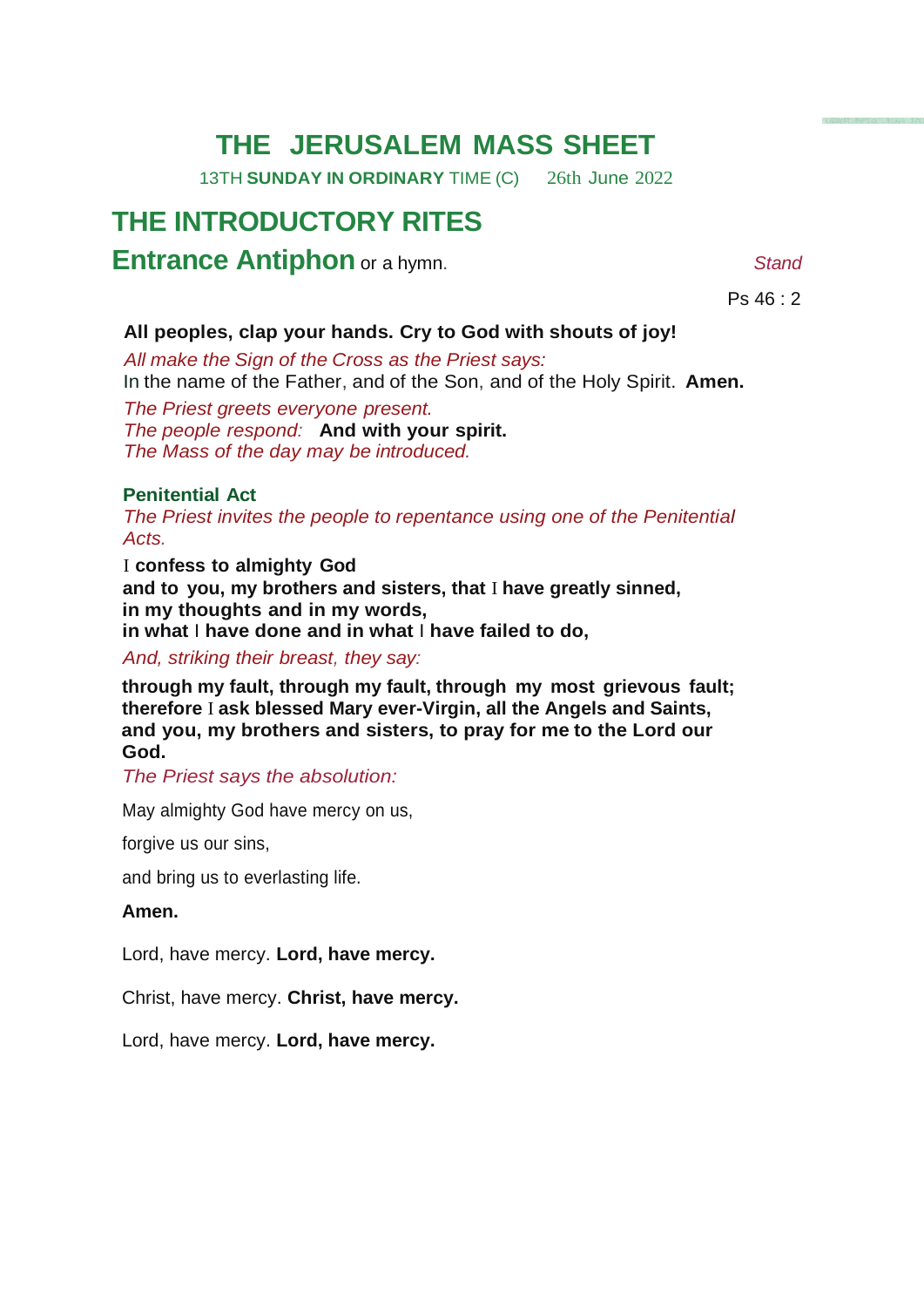# THE JERUSALEM MASS SHEET

13TH **SUNDAY IN ORDINARY** TIME (C) 26th June 2022

## THE INTRODUCTORY RITES

### Entrance Antiphon or a hymn.

*Stand*

Ps 46 : 2

**All peoples, clap your hands. Cry to God with shouts of joy!**

*All make the Sign of the Cross as the Priest says:*
In the name of the Father, and of the Son, and of the Holy Spirit. **Amen.**

*The Priest greets everyone present.*
*The people respond:* **And with your spirit.**
*The Mass of the day may be introduced.*

#### Penitential Act

*The Priest invites the people to repentance using one of the Penitential Acts.*

**I confess to almighty God**
**and to you, my brothers and sisters, that I have greatly sinned,**
**in my thoughts and in my words,**
**in what I have done and in what I have failed to do,**

*And, striking their breast, they say:*

**through my fault, through my fault, through my most grievous fault;**
**therefore I ask blessed Mary ever-Virgin, all the Angels and Saints,**
**and you, my brothers and sisters, to pray for me to the Lord our God.**

*The Priest says the absolution:*

May almighty God have mercy on us,

forgive us our sins,

and bring us to everlasting life.

**Amen.**

Lord, have mercy. **Lord, have mercy.**

Christ, have mercy. **Christ, have mercy.**

Lord, have mercy. **Lord, have mercy.**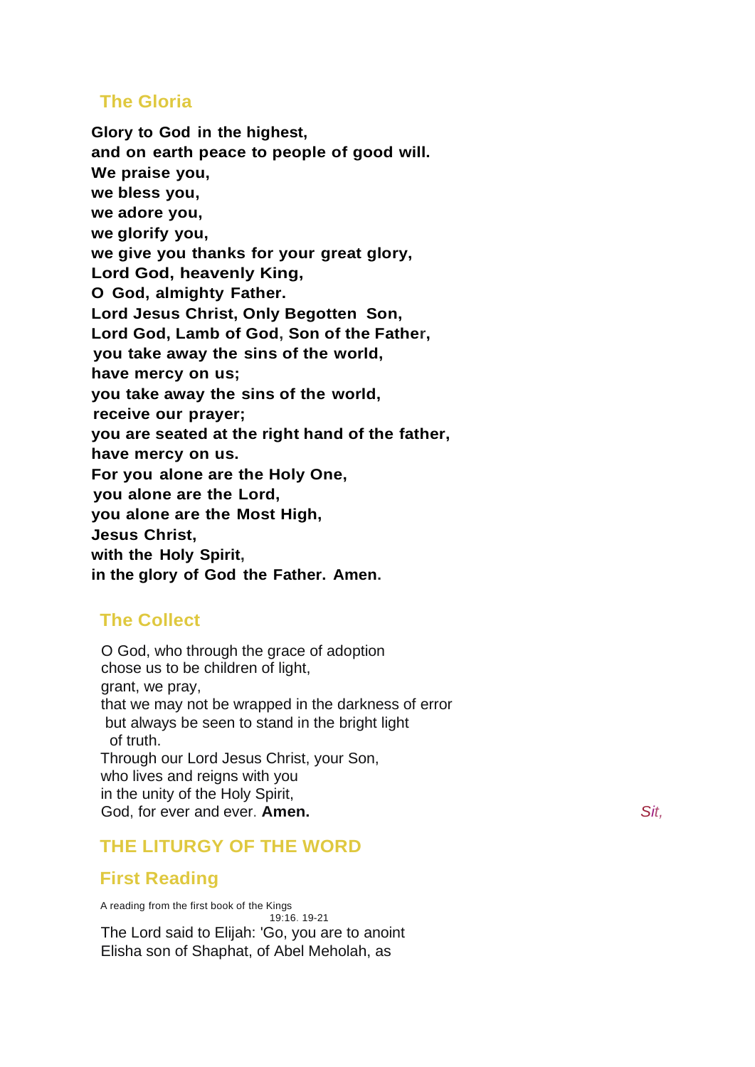## The Gloria

**Glory to God in the highest,
and on earth peace to people of good will.
We praise you,
we bless you,
we adore you,
we glorify you,
we give you thanks for your great glory,
Lord God, heavenly King,
O God, almighty Father.
Lord Jesus Christ, Only Begotten Son,
Lord God, Lamb of God, Son of the Father,
you take away the sins of the world,
have mercy on us;
you take away the sins of the world,
receive our prayer;
you are seated at the right hand of the father,
have mercy on us.
For you alone are the Holy One,
you alone are the Lord,
you alone are the Most High,
Jesus Christ,
with the Holy Spirit,
in the glory of God the Father. Amen.**

## The Collect

O God, who through the grace of adoption
chose us to be children of light,
grant, we pray,
that we may not be wrapped in the darkness of error
but always be seen to stand in the bright light
of truth.
Through our Lord Jesus Christ, your Son,
who lives and reigns with you
in the unity of the Holy Spirit,
God, for ever and ever. **Amen.**

*Sit,*

## THE LITURGY OF THE WORD

## First Reading

A reading from the first book of the Kings
19:16. 19-21

The Lord said to Elijah: 'Go, you are to anoint
Elisha son of Shaphat, of Abel Meholah, as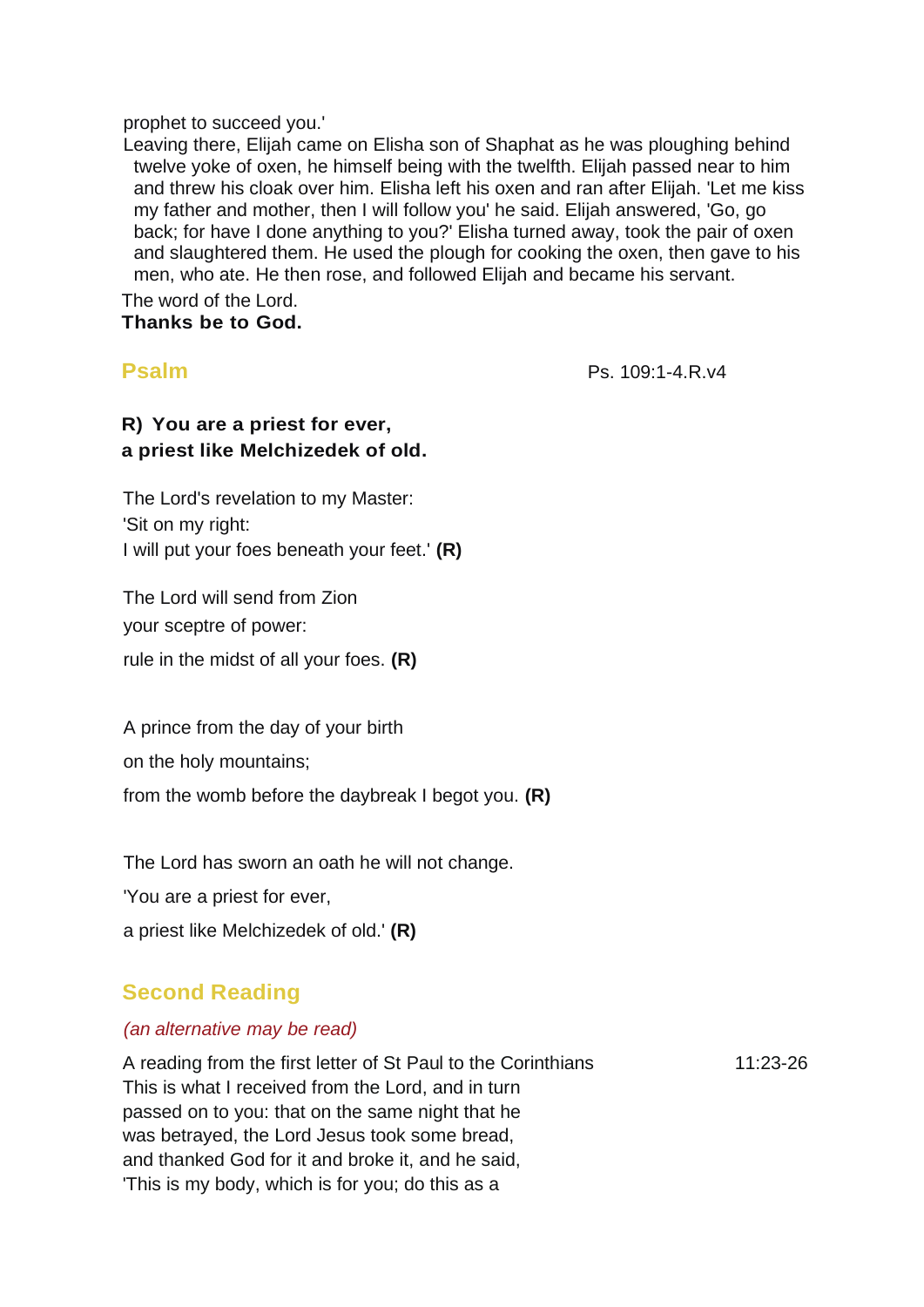prophet to succeed you.'

Leaving there, Elijah came on Elisha son of Shaphat as he was ploughing behind twelve yoke of oxen, he himself being with the twelfth. Elijah passed near to him and threw his cloak over him. Elisha left his oxen and ran after Elijah. 'Let me kiss my father and mother, then I will follow you' he said. Elijah answered, 'Go, go back; for have I done anything to you?' Elisha turned away, took the pair of oxen and slaughtered them. He used the plough for cooking the oxen, then gave to his men, who ate. He then rose, and followed Elijah and became his servant.

The word of the Lord.
**Thanks be to God.**

## Psalm

Ps. 109:1-4.R.v4

**R) You are a priest for ever,
a priest like Melchizedek of old.**

The Lord's revelation to my Master:
'Sit on my right:
I will put your foes beneath your feet.' **(R)**

The Lord will send from Zion
your sceptre of power:
rule in the midst of all your foes. **(R)**

A prince from the day of your birth
on the holy mountains;
from the womb before the daybreak I begot you. **(R)**

The Lord has sworn an oath he will not change.
'You are a priest for ever,
a priest like Melchizedek of old.' **(R)**

## Second Reading

*(an alternative may be read)*

A reading from the first letter of St Paul to the Corinthians 11:23-26

This is what I received from the Lord, and in turn passed on to you: that on the same night that he was betrayed, the Lord Jesus took some bread, and thanked God for it and broke it, and he said, 'This is my body, which is for you; do this as a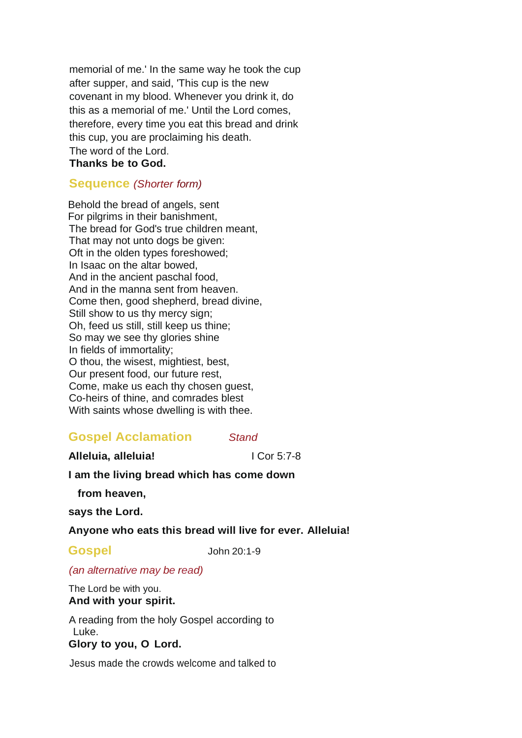memorial of me.' In the same way he took the cup after supper, and said, 'This cup is the new covenant in my blood. Whenever you drink it, do this as a memorial of me.' Until the Lord comes, therefore, every time you eat this bread and drink this cup, you are proclaiming his death.
The word of the Lord.
**Thanks be to God.**

## Sequence *(Shorter form)*

Behold the bread of angels, sent
For pilgrims in their banishment,
The bread for God's true children meant,
That may not unto dogs be given:
Oft in the olden types foreshowed;
In Isaac on the altar bowed,
And in the ancient paschal food,
And in the manna sent from heaven.
Come then, good shepherd, bread divine,
Still show to us thy mercy sign;
Oh, feed us still, still keep us thine;
So may we see thy glories shine
In fields of immortality;
O thou, the wisest, mightiest, best,
Our present food, our future rest,
Come, make us each thy chosen guest,
Co-heirs of thine, and comrades blest
With saints whose dwelling is with thee.

## Gospel Acclamation *Stand*

**Alleluia, alleluia!** I Cor 5:7-8

**I am the living bread which has come down from heaven,**

**says the Lord.**

**Anyone who eats this bread will live for ever. Alleluia!**

## Gospel John 20:1-9

*(an alternative may be read)*

The Lord be with you.
**And with your spirit.**

A reading from the holy Gospel according to Luke.
**Glory to you, O Lord.**

Jesus made the crowds welcome and talked to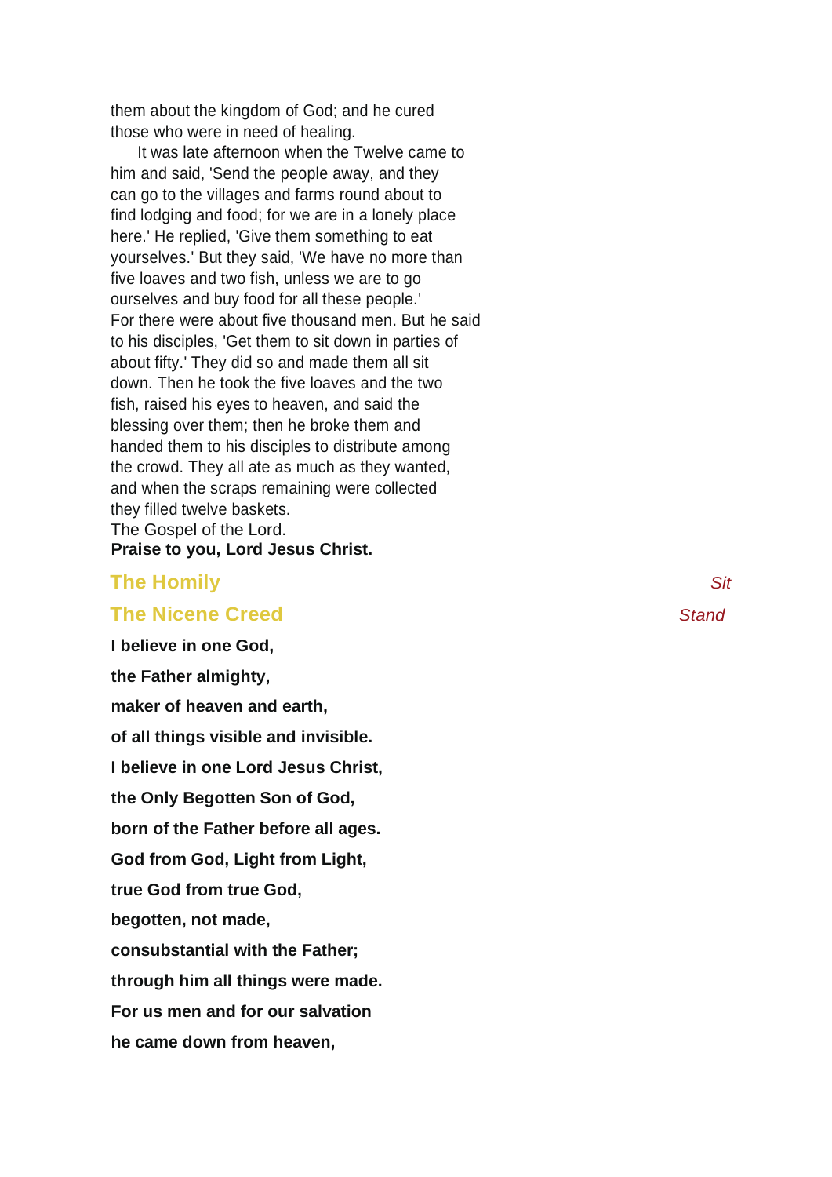them about the kingdom of God; and he cured those who were in need of healing.

It was late afternoon when the Twelve came to him and said, 'Send the people away, and they can go to the villages and farms round about to find lodging and food; for we are in a lonely place here.' He replied, 'Give them something to eat yourselves.' But they said, 'We have no more than five loaves and two fish, unless we are to go ourselves and buy food for all these people.' For there were about five thousand men. But he said to his disciples, 'Get them to sit down in parties of about fifty.' They did so and made them all sit down. Then he took the five loaves and the two fish, raised his eyes to heaven, and said the blessing over them; then he broke them and handed them to his disciples to distribute among the crowd. They all ate as much as they wanted, and when the scraps remaining were collected they filled twelve baskets.
The Gospel of the Lord.
**Praise to you, Lord Jesus Christ.**

## The Homily *Sit*

## The Nicene Creed *Stand*

**I believe in one God,**

**the Father almighty,**

**maker of heaven and earth,**

**of all things visible and invisible.**

**I believe in one Lord Jesus Christ,**

**the Only Begotten Son of God,**

**born of the Father before all ages.**

**God from God, Light from Light,**

**true God from true God,**

**begotten, not made,**

**consubstantial with the Father;**

**through him all things were made.**

**For us men and for our salvation**

**he came down from heaven,**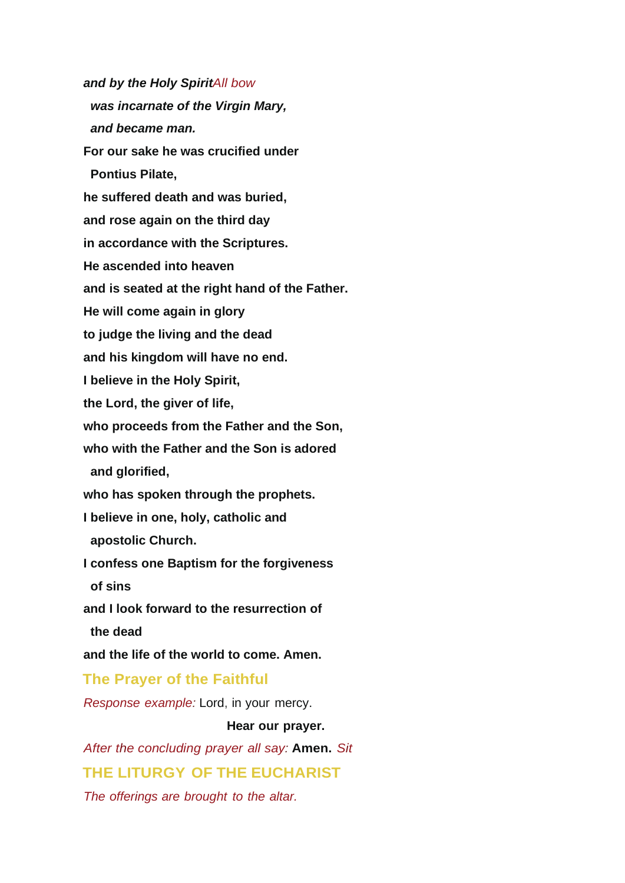***and by the Holy Spirit****All bow*

***was incarnate of the Virgin Mary,***

***and became man.***

**For our sake he was crucified under**

**Pontius Pilate,**

**he suffered death and was buried,**

**and rose again on the third day**

**in accordance with the Scriptures.**

**He ascended into heaven**

**and is seated at the right hand of the Father.**

**He will come again in glory**

**to judge the living and the dead**

**and his kingdom will have no end.**

**I believe in the Holy Spirit,**

**the Lord, the giver of life,**

**who proceeds from the Father and the Son,**

**who with the Father and the Son is adored**

**and glorified,**

**who has spoken through the prophets.**

**I believe in one, holy, catholic and**

**apostolic Church.**

**I confess one Baptism for the forgiveness**

**of sins**

**and I look forward to the resurrection of**

**the dead**

**and the life of the world to come. Amen.**

## The Prayer of the Faithful

*Response example:* Lord, in your mercy.

**Hear our prayer.**

*After the concluding prayer all say:* **Amen.** *Sit*

## THE LITURGY OF THE EUCHARIST

*The offerings are brought to the altar.*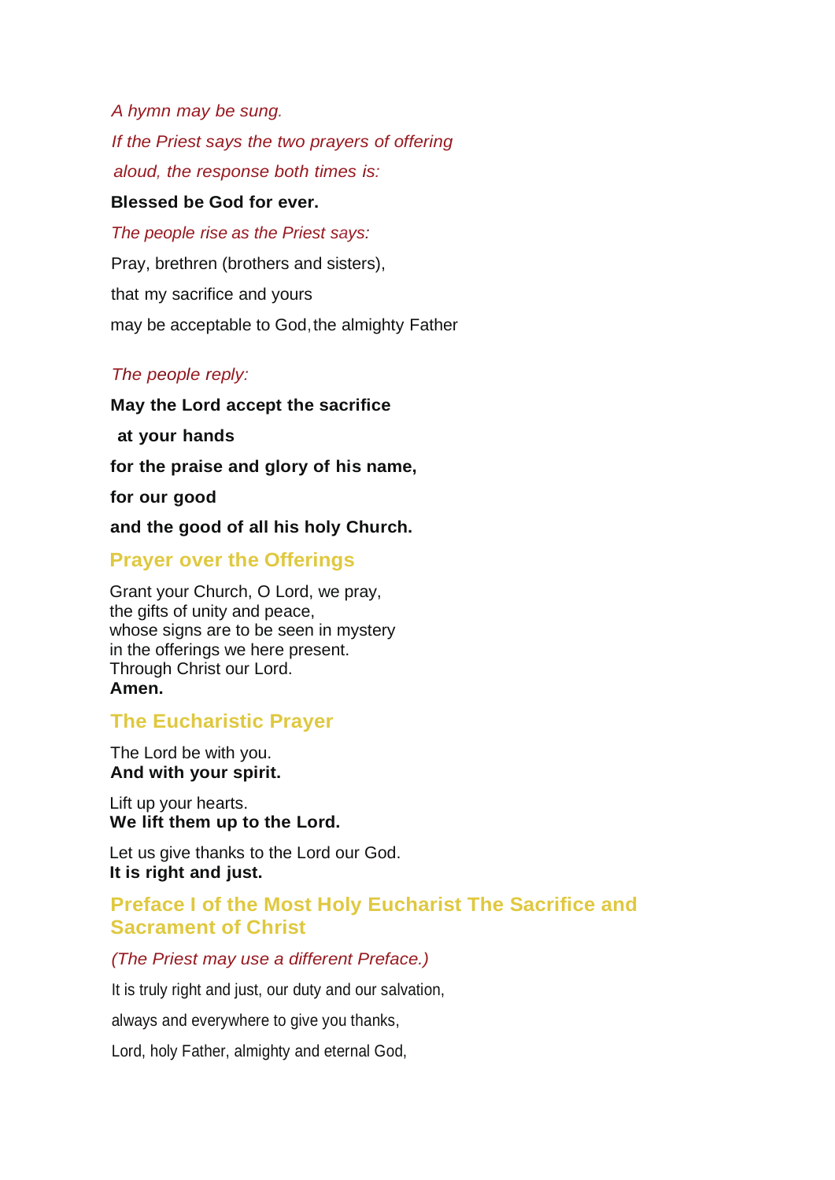*A hymn may be sung.*

*If the Priest says the two prayers of offering aloud, the response both times is:*

**Blessed be God for ever.**

*The people rise as the Priest says:*

Pray, brethren (brothers and sisters),

that my sacrifice and yours

may be acceptable to God, the almighty Father

*The people reply:*

**May the Lord accept the sacrifice**

**at your hands**

**for the praise and glory of his name,**

**for our good**

**and the good of all his holy Church.**

## Prayer over the Offerings

Grant your Church, O Lord, we pray,
the gifts of unity and peace,
whose signs are to be seen in mystery
in the offerings we here present.
Through Christ our Lord.
**Amen.**

## The Eucharistic Prayer

The Lord be with you.
**And with your spirit.**

Lift up your hearts.
**We lift them up to the Lord.**

Let us give thanks to the Lord our God.
**It is right and just.**

## Preface I of the Most Holy Eucharist The Sacrifice and Sacrament of Christ

*(The Priest may use a different Preface.)*

It is truly right and just, our duty and our salvation,

always and everywhere to give you thanks,

Lord, holy Father, almighty and eternal God,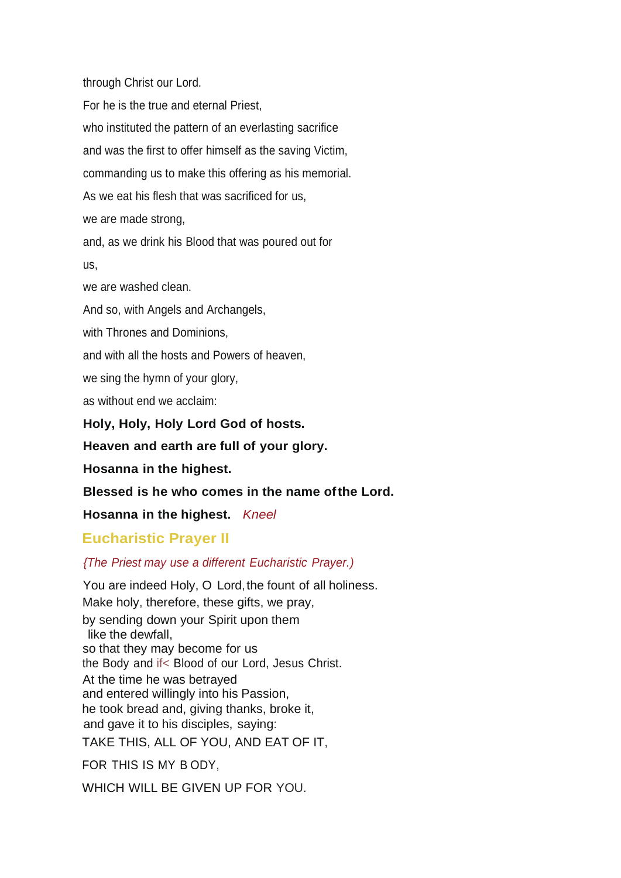through Christ our Lord.

For he is the true and eternal Priest,

who instituted the pattern of an everlasting sacrifice

and was the first to offer himself as the saving Victim,

commanding us to make this offering as his memorial.

As we eat his flesh that was sacrificed for us,

we are made strong,

and, as we drink his Blood that was poured out for

us,

we are washed clean.

And so, with Angels and Archangels,

with Thrones and Dominions,

and with all the hosts and Powers of heaven,

we sing the hymn of your glory,

as without end we acclaim:

**Holy, Holy, Holy Lord God of hosts.**

**Heaven and earth are full of your glory.**

**Hosanna in the highest.**

**Blessed is he who comes in the name ofthe Lord.**

**Hosanna in the highest.** *Kneel*

## Eucharistic Prayer II

*{The Priest may use a different Eucharistic Prayer.)*

You are indeed Holy, O Lord, the fount of all holiness.
Make holy, therefore, these gifts, we pray,
by sending down your Spirit upon them
like the dewfall,
so that they may become for us
the Body and if< Blood of our Lord, Jesus Christ.
At the time he was betrayed
and entered willingly into his Passion,
he took bread and, giving thanks, broke it,
and gave it to his disciples, saying:

TAKE THIS, ALL OF YOU, AND EAT OF IT,

FOR THIS IS MY B ODY,

WHICH WILL BE GIVEN UP FOR YOU.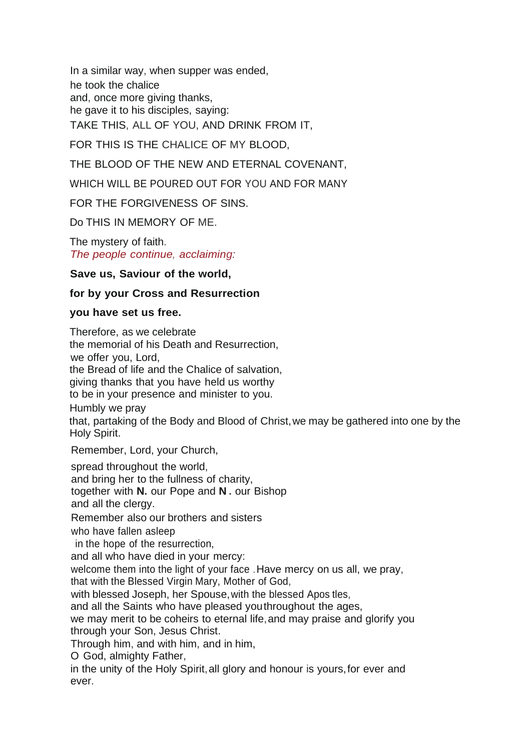In a similar way, when supper was ended,
he took the chalice
and, once more giving thanks,
he gave it to his disciples, saying:
TAKE THIS, ALL OF YOU, AND DRINK FROM IT,

FOR THIS IS THE CHALICE OF MY BLOOD,

THE BLOOD OF THE NEW AND ETERNAL COVENANT,

WHICH WILL BE POURED OUT FOR YOU AND FOR MANY

FOR THE FORGIVENESS OF SINS.

Do THIS IN MEMORY OF ME.

The mystery of faith.
*The people continue, acclaiming:*

**Save us, Saviour of the world,**

**for by your Cross and Resurrection**

**you have set us free.**

Therefore, as we celebrate
the memorial of his Death and Resurrection,
we offer you, Lord,
the Bread of life and the Chalice of salvation,
giving thanks that you have held us worthy
to be in your presence and minister to you.
Humbly we pray
that, partaking of the Body and Blood of Christ, we may be gathered into one by the Holy Spirit.

Remember, Lord, your Church,

spread throughout the world,
and bring her to the fullness of charity,
together with **N.** our Pope and **N .** our Bishop
and all the clergy.
Remember also our brothers and sisters
who have fallen asleep
in the hope of the resurrection,
and all who have died in your mercy:
welcome them into the light of your face . Have mercy on us all, we pray,
that with the Blessed Virgin Mary, Mother of God,
with blessed Joseph, her Spouse, with the blessed Apos tles,
and all the Saints who have pleased you throughout the ages,
we may merit to be coheirs to eternal life, and may praise and glorify you
through your Son, Jesus Christ.
Through him, and with him, and in him,
O God, almighty Father,
in the unity of the Holy Spirit, all glory and honour is yours, for ever and ever.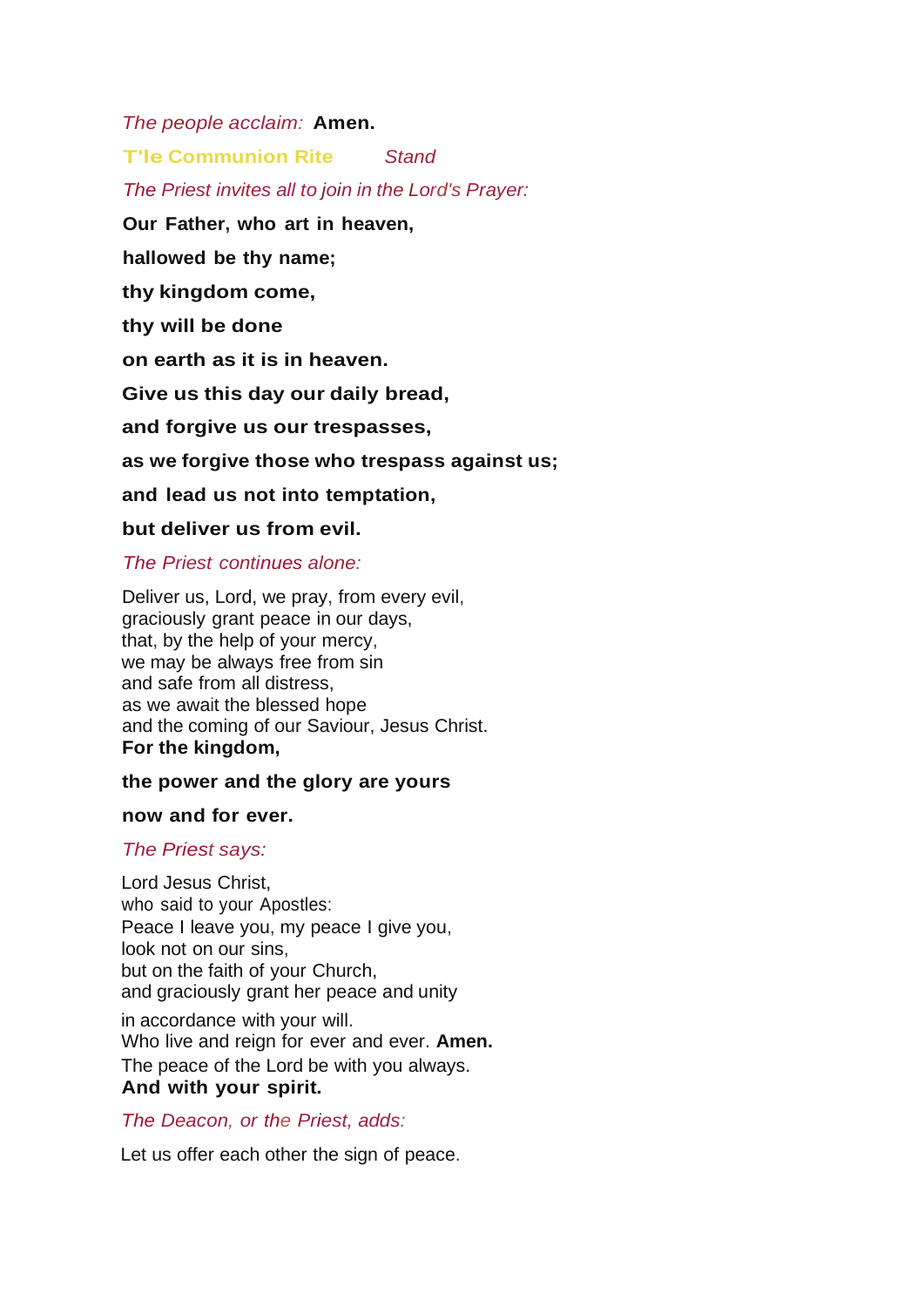*The people acclaim:* **Amen.**

## T'le Communion Rite *Stand*

*The Priest invites all to join in the Lord's Prayer:*

**Our Father, who art in heaven,**

**hallowed be thy name;**

**thy kingdom come,**

**thy will be done**

**on earth as it is in heaven.**

**Give us this day our daily bread,**

**and forgive us our trespasses,**

**as we forgive those who trespass against us;**

**and lead us not into temptation,**

**but deliver us from evil.**

*The Priest continues alone:*

Deliver us, Lord, we pray, from every evil,
graciously grant peace in our days,
that, by the help of your mercy,
we may be always free from sin
and safe from all distress,
as we await the blessed hope
and the coming of our Saviour, Jesus Christ.
**For the kingdom,**

**the power and the glory are yours**

**now and for ever.**

*The Priest says:*

Lord Jesus Christ,
who said to your Apostles:
Peace I leave you, my peace I give you,
look not on our sins,
but on the faith of your Church,
and graciously grant her peace and unity

in accordance with your will.
Who live and reign for ever and ever. **Amen.**
The peace of the Lord be with you always.
**And with your spirit.**

*The Deacon, or the Priest, adds:*

Let us offer each other the sign of peace.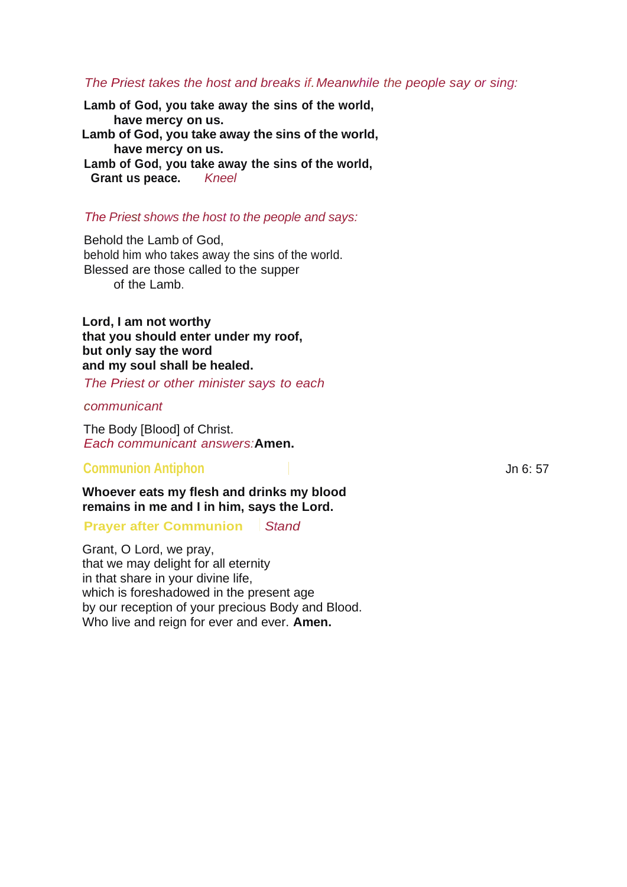*The Priest takes the host and breaks if. Meanwhile the people say or sing:*

**Lamb of God, you take away the sins of the world,**
**have mercy on us.**
**Lamb of God, you take away the sins of the world,**
**have mercy on us.**
**Lamb of God, you take away the sins of the world,**
**Grant us peace.** *Kneel*

*The Priest shows the host to the people and says:*

Behold the Lamb of God,
behold him who takes away the sins of the world.
Blessed are those called to the supper
of the Lamb.

**Lord, I am not worthy**
**that you should enter under my roof,**
**but only say the word**
**and my soul shall be healed.**

*The Priest or other minister says to each communicant*

The Body [Blood] of Christ.
*Each communicant answers:* **Amen.**

## Communion Antiphon

Jn 6: 57

**Whoever eats my flesh and drinks my blood**
**remains in me and I in him, says the Lord.**

## Prayer after Communion

*Stand*

Grant, O Lord, we pray,
that we may delight for all eternity
in that share in your divine life,
which is foreshadowed in the present age
by our reception of your precious Body and Blood.
Who live and reign for ever and ever. **Amen.**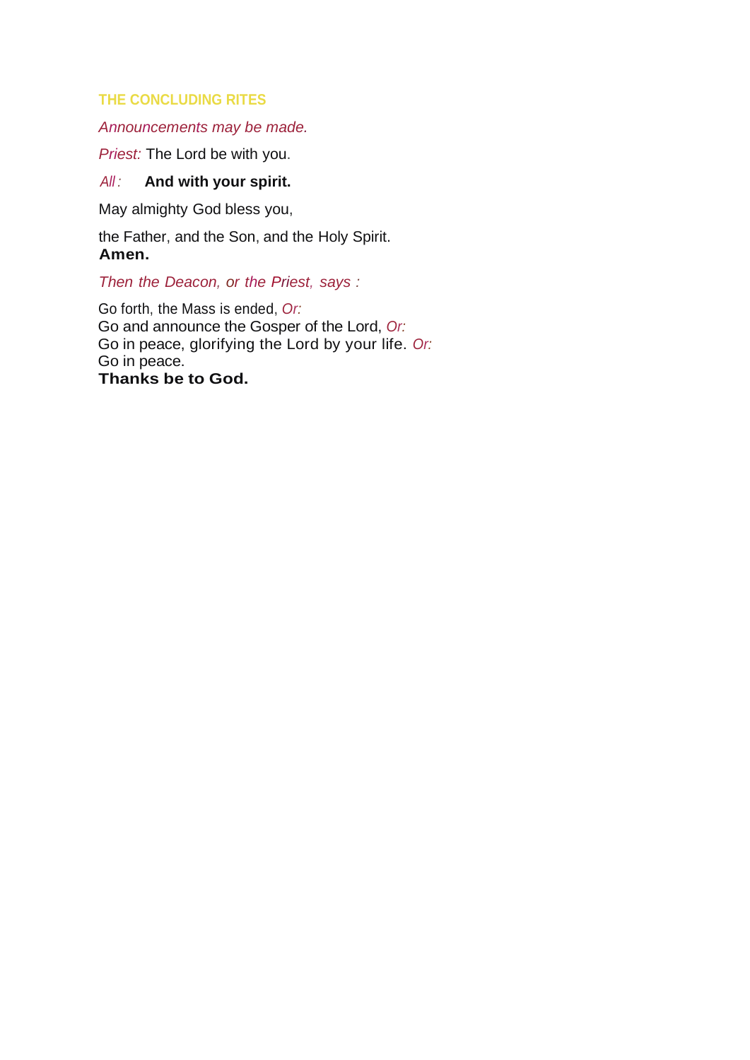## THE CONCLUDING RITES

*Announcements may be made.*

*Priest:* The Lord be with you.

*All :* **And with your spirit.**

May almighty God bless you,

the Father, and the Son, and the Holy Spirit.
**Amen.**

*Then the Deacon, or the Priest, says :*

Go forth, the Mass is ended, *Or:*
Go and announce the Gosper of the Lord, *Or:*
Go in peace, glorifying the Lord by your life. *Or:*
Go in peace.
**Thanks be to God.**